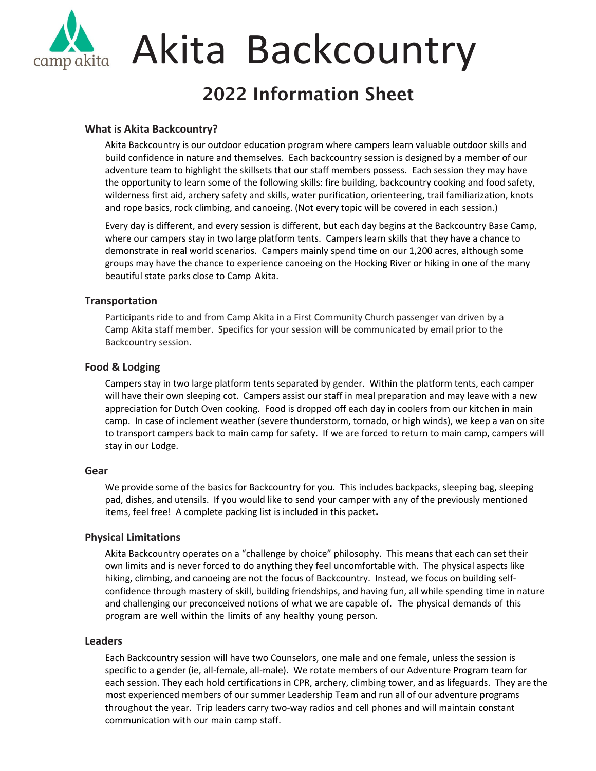# Akita Backcountry

## 2022 Information Sheet

### What is Akita Backcountry?

Akita Backcountry is our outdoor education program where campers learn valuable outdoor skills and build confidence in nature and themselves. Each backcountry session is designed by a member of our adventure team to highlight the skillsets that our staff members possess. Each session they may have the opportunity to learn some of the following skills: fire building, backcountry cooking and food safety, wilderness first aid, archery safety and skills, water purification, orienteering, trail familiarization, knots and rope basics, rock climbing, and canoeing. (Not every topic will be covered in each session.)

Every day is different, and every session is different, but each day begins at the Backcountry Base Camp, where our campers stay in two large platform tents. Campers learn skills that they have a chance to demonstrate in real world scenarios. Campers mainly spend time on our 1,200 acres, although some groups may have the chance to experience canoeing on the Hocking River or hiking in one of the many beautiful state parks close to Camp Akita.

### Transportation

Participants ride to and from Camp Akita in a First Community Church passenger van driven by a Camp Akita staff member. Specifics for your session will be communicated by email prior to the Backcountry session.

### Food & Lodging

Campers stay in two large platform tents separated by gender. Within the platform tents, each camper will have their own sleeping cot. Campers assist our staff in meal preparation and may leave with a new appreciation for Dutch Oven cooking. Food is dropped off each day in coolers from our kitchen in main camp. In case of inclement weather (severe thunderstorm, tornado, or high winds), we keep a van on site to transport campers back to main camp for safety. If we are forced to return to main camp, campers will stay in our Lodge.

### Gear

We provide some of the basics for Backcountry for you. This includes backpacks, sleeping bag, sleeping pad, dishes, and utensils. If you would like to send your camper with any of the previously mentioned items, feel free! A complete packing list is included in this packet**.**

### Physical Limitations

Akita Backcountry operates on a "challenge by choice" philosophy. This means that each can set their own limits and is never forced to do anything they feel uncomfortable with. The physical aspects like hiking, climbing, and canoeing are not the focus of Backcountry. Instead, we focus on building self-confidence through mastery of skill, building friendships, and having fun, all while spending time in nature and challenging our preconceived notions of what we are capable of. The physical demands of this program are well within the limits of any healthy young person.

### Leaders

Each Backcountry session will have two Counselors, one male and one female, unless the session is specific to a gender (ie, all-female, all-male). We rotate members of our Adventure Program team for each session. They each hold certifications in CPR, archery, climbing tower, and as lifeguards. They are the most experienced members of our summer Leadership Team and run all of our adventure programs throughout the year. Trip leaders carry two-way radios and cell phones and will maintain constant communication with our main camp staff.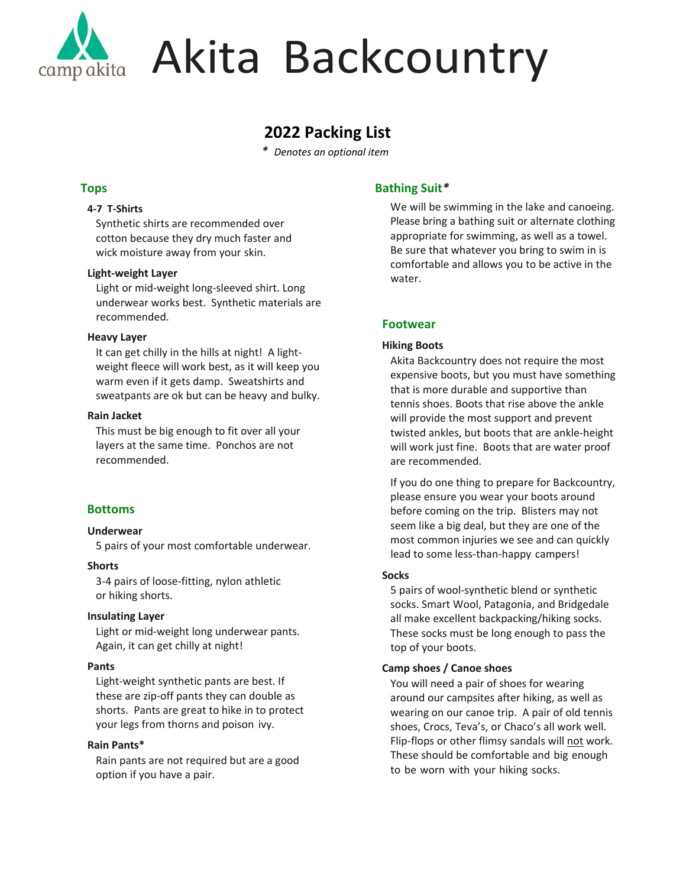# Akita Backcountry

## 2022 Packing List

* *Denotes an optional item*

### Tops

**4-7 T-Shirts**

Synthetic shirts are recommended over cotton because they dry much faster and wick moisture away from your skin.

**Light-weight Layer**

Light or mid-weight long-sleeved shirt. Long underwear works best. Synthetic materials are recommended.

**Heavy Layer**

It can get chilly in the hills at night! A light-weight fleece will work best, as it will keep you warm even if it gets damp. Sweatshirts and sweatpants are ok but can be heavy and bulky.

**Rain Jacket**

This must be big enough to fit over all your layers at the same time. Ponchos are not recommended.

### Bottoms

**Underwear**

5 pairs of your most comfortable underwear.

**Shorts**

3-4 pairs of loose-fitting, nylon athletic or hiking shorts.

**Insulating Layer**

Light or mid-weight long underwear pants. Again, it can get chilly at night!

**Pants**

Light-weight synthetic pants are best. If these are zip-off pants they can double as shorts. Pants are great to hike in to protect your legs from thorns and poison ivy.

**Rain Pants***

Rain pants are not required but are a good option if you have a pair.

### Bathing Suit*

We will be swimming in the lake and canoeing. Please bring a bathing suit or alternate clothing appropriate for swimming, as well as a towel. Be sure that whatever you bring to swim in is comfortable and allows you to be active in the water.

### Footwear

**Hiking Boots**

Akita Backcountry does not require the most expensive boots, but you must have something that is more durable and supportive than tennis shoes. Boots that rise above the ankle will provide the most support and prevent twisted ankles, but boots that are ankle-height will work just fine. Boots that are water proof are recommended.

If you do one thing to prepare for Backcountry, please ensure you wear your boots around before coming on the trip. Blisters may not seem like a big deal, but they are one of the most common injuries we see and can quickly lead to some less-than-happy campers!

**Socks**

5 pairs of wool-synthetic blend or synthetic socks. Smart Wool, Patagonia, and Bridgedale all make excellent backpacking/hiking socks. These socks must be long enough to pass the top of your boots.

**Camp shoes / Canoe shoes**

You will need a pair of shoes for wearing around our campsites after hiking, as well as wearing on our canoe trip. A pair of old tennis shoes, Crocs, Teva's, or Chaco's all work well. Flip-flops or other flimsy sandals will not work. These should be comfortable and big enough to be worn with your hiking socks.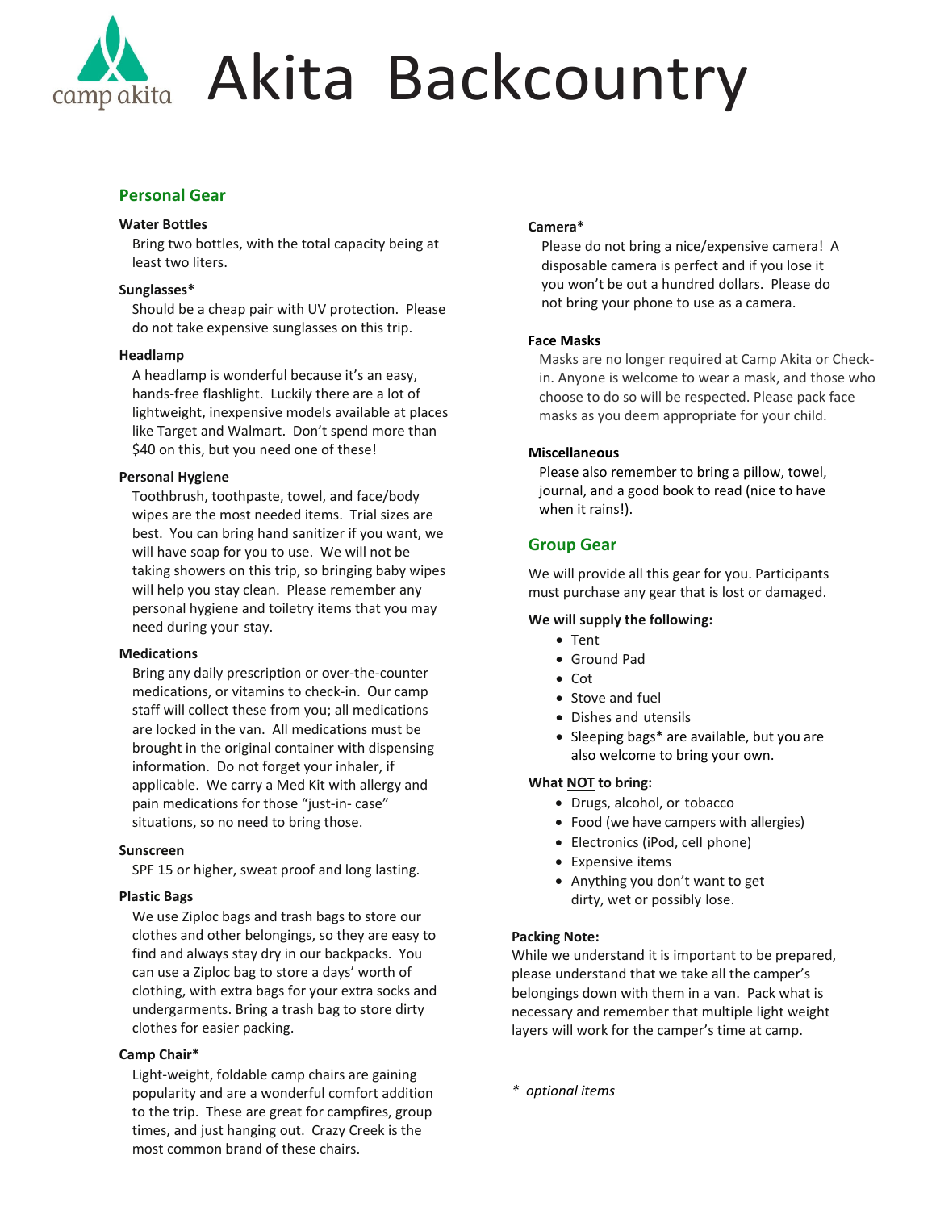# Akita Backcountry

## Personal Gear

**Water Bottles**

Bring two bottles, with the total capacity being at least two liters.

**Sunglasses***

Should be a cheap pair with UV protection. Please do not take expensive sunglasses on this trip.

**Headlamp**

A headlamp is wonderful because it's an easy, hands-free flashlight. Luckily there are a lot of lightweight, inexpensive models available at places like Target and Walmart. Don't spend more than $40 on this, but you need one of these!

**Personal Hygiene**

Toothbrush, toothpaste, towel, and face/body wipes are the most needed items. Trial sizes are best. You can bring hand sanitizer if you want, we will have soap for you to use. We will not be taking showers on this trip, so bringing baby wipes will help you stay clean. Please remember any personal hygiene and toiletry items that you may need during your stay.

**Medications**

Bring any daily prescription or over-the-counter medications, or vitamins to check-in. Our camp staff will collect these from you; all medications are locked in the van. All medications must be brought in the original container with dispensing information. Do not forget your inhaler, if applicable. We carry a Med Kit with allergy and pain medications for those "just-in- case" situations, so no need to bring those.

**Sunscreen**

SPF 15 or higher, sweat proof and long lasting.

**Plastic Bags**

We use Ziploc bags and trash bags to store our clothes and other belongings, so they are easy to find and always stay dry in our backpacks. You can use a Ziploc bag to store a days' worth of clothing, with extra bags for your extra socks and undergarments. Bring a trash bag to store dirty clothes for easier packing.

**Camp Chair***

Light-weight, foldable camp chairs are gaining popularity and are a wonderful comfort addition to the trip. These are great for campfires, group times, and just hanging out. Crazy Creek is the most common brand of these chairs.

**Camera***

Please do not bring a nice/expensive camera! A disposable camera is perfect and if you lose it you won't be out a hundred dollars. Please do not bring your phone to use as a camera.

**Face Masks**

Masks are no longer required at Camp Akita or Check-in. Anyone is welcome to wear a mask, and those who choose to do so will be respected. Please pack face masks as you deem appropriate for your child.

**Miscellaneous**

Please also remember to bring a pillow, towel, journal, and a good book to read (nice to have when it rains!).

## Group Gear

We will provide all this gear for you. Participants must purchase any gear that is lost or damaged.

**We will supply the following:**

- Tent
- Ground Pad
- Cot
- Stove and fuel
- Dishes and utensils
- Sleeping bags* are available, but you are also welcome to bring your own.

**What NOT to bring:**

- Drugs, alcohol, or tobacco
- Food (we have campers with allergies)
- Electronics (iPod, cell phone)
- Expensive items
- Anything you don't want to get dirty, wet or possibly lose.

**Packing Note:**

While we understand it is important to be prepared, please understand that we take all the camper's belongings down with them in a van. Pack what is necessary and remember that multiple light weight layers will work for the camper's time at camp.

*\* optional items*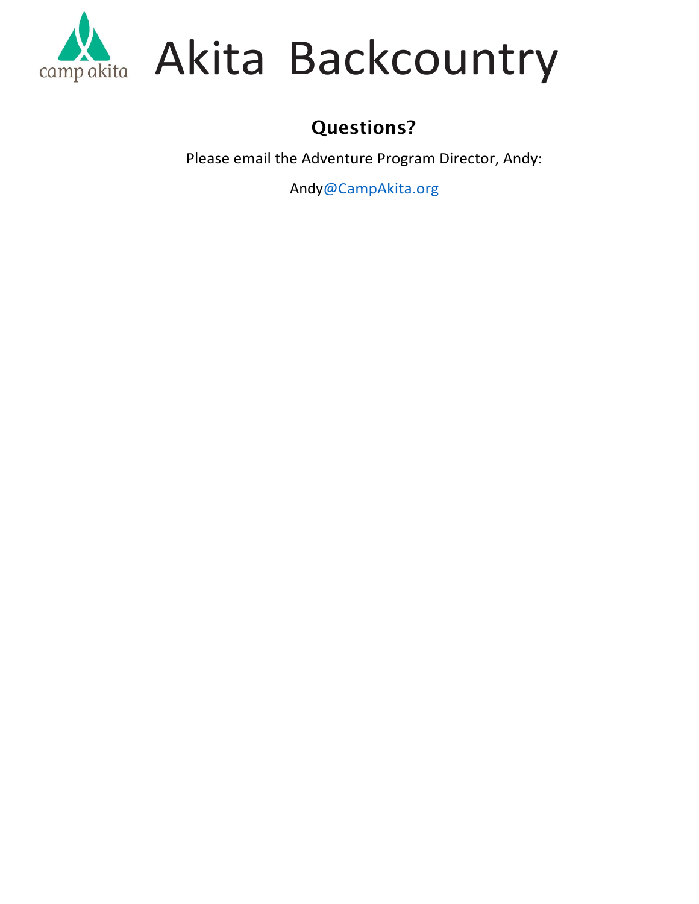# Akita Backcountry

## Questions?

Please email the Adventure Program Director, Andy:

Andy@CampAkita.org